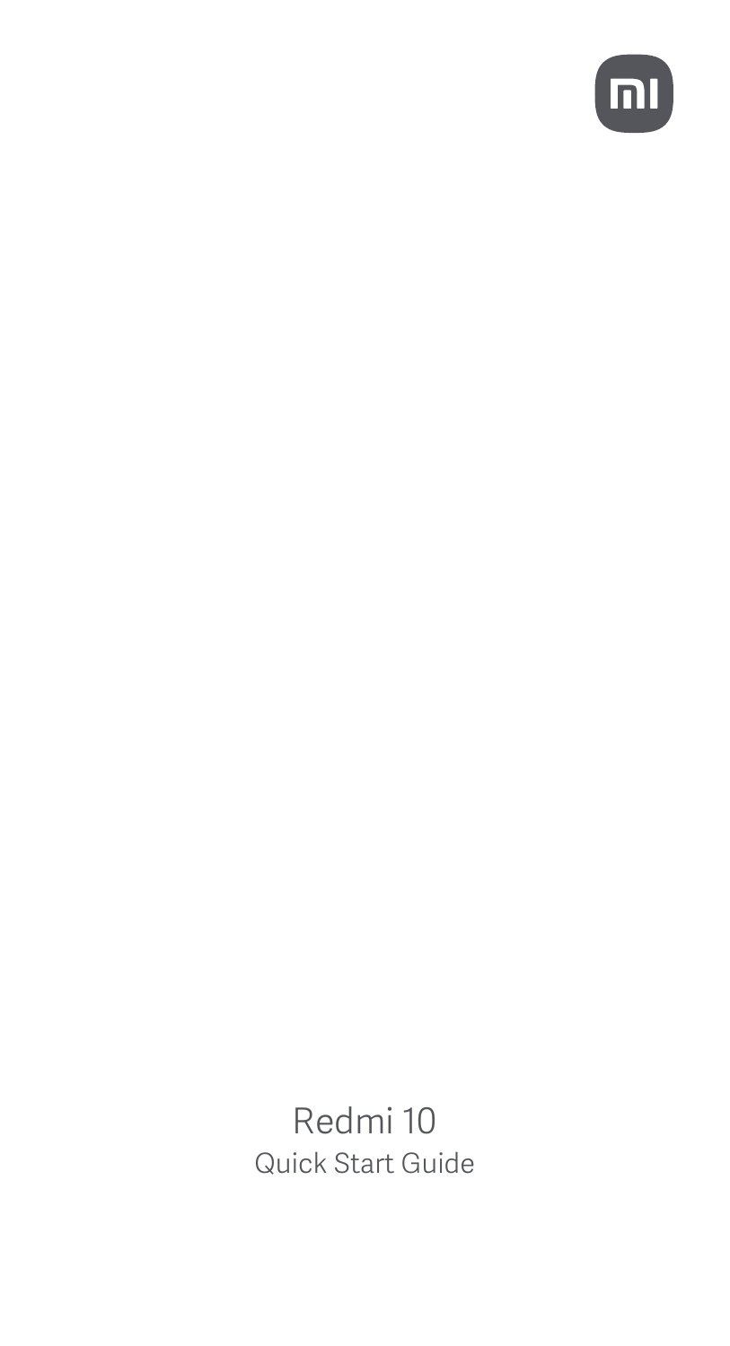# Redmi 10

## Quick Start Guide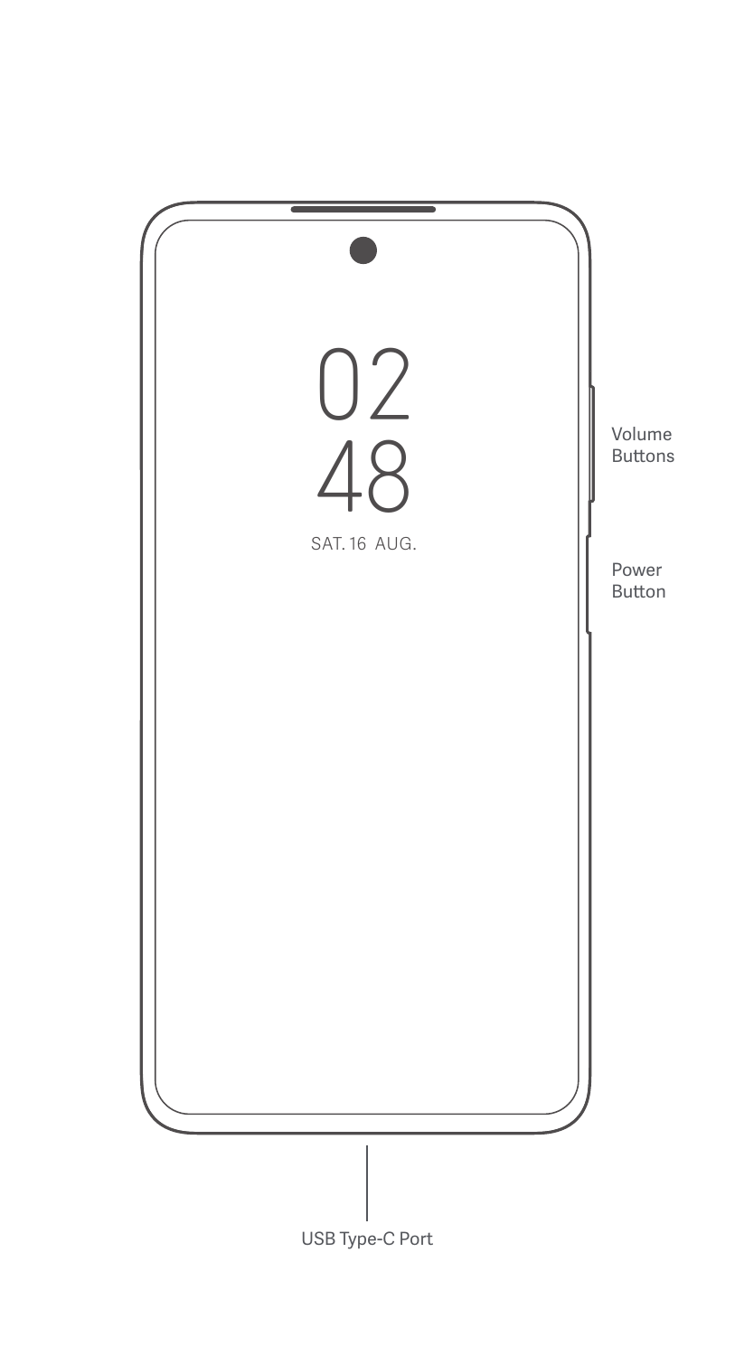02
48
SAT. 16 AUG.

Volume Buttons

Power Button

USB Type-C Port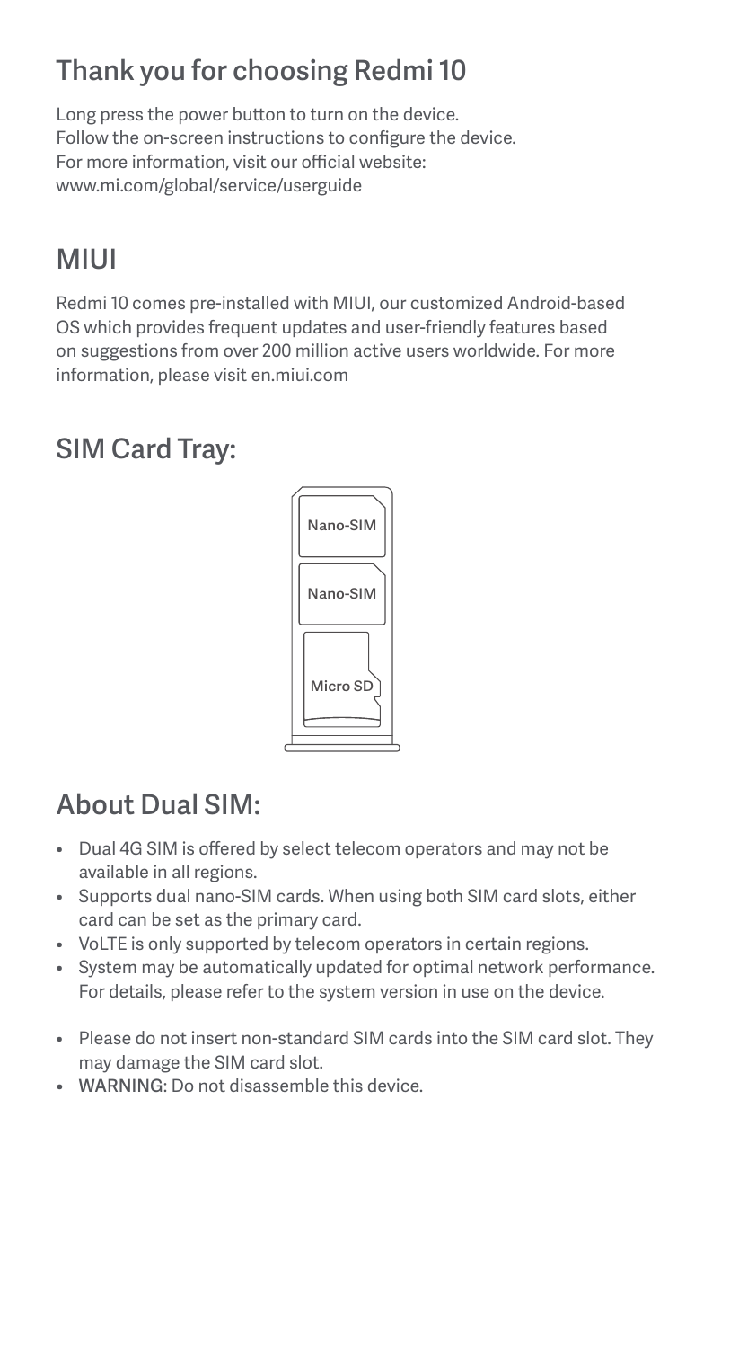## Thank you for choosing Redmi 10

Long press the power button to turn on the device.
Follow the on-screen instructions to configure the device.
For more information, visit our official website:
www.mi.com/global/service/userguide

## MIUI

Redmi 10 comes pre-installed with MIUI, our customized Android-based OS which provides frequent updates and user-friendly features based on suggestions from over 200 million active users worldwide. For more information, please visit en.miui.com

## SIM Card Tray:

Nano-SIM

Nano-SIM

Micro SD

## About Dual SIM:

- Dual 4G SIM is offered by select telecom operators and may not be available in all regions.
- Supports dual nano-SIM cards. When using both SIM card slots, either card can be set as the primary card.
- VoLTE is only supported by telecom operators in certain regions.
- System may be automatically updated for optimal network performance. For details, please refer to the system version in use on the device.

- Please do not insert non-standard SIM cards into the SIM card slot. They may damage the SIM card slot.
- WARNING: Do not disassemble this device.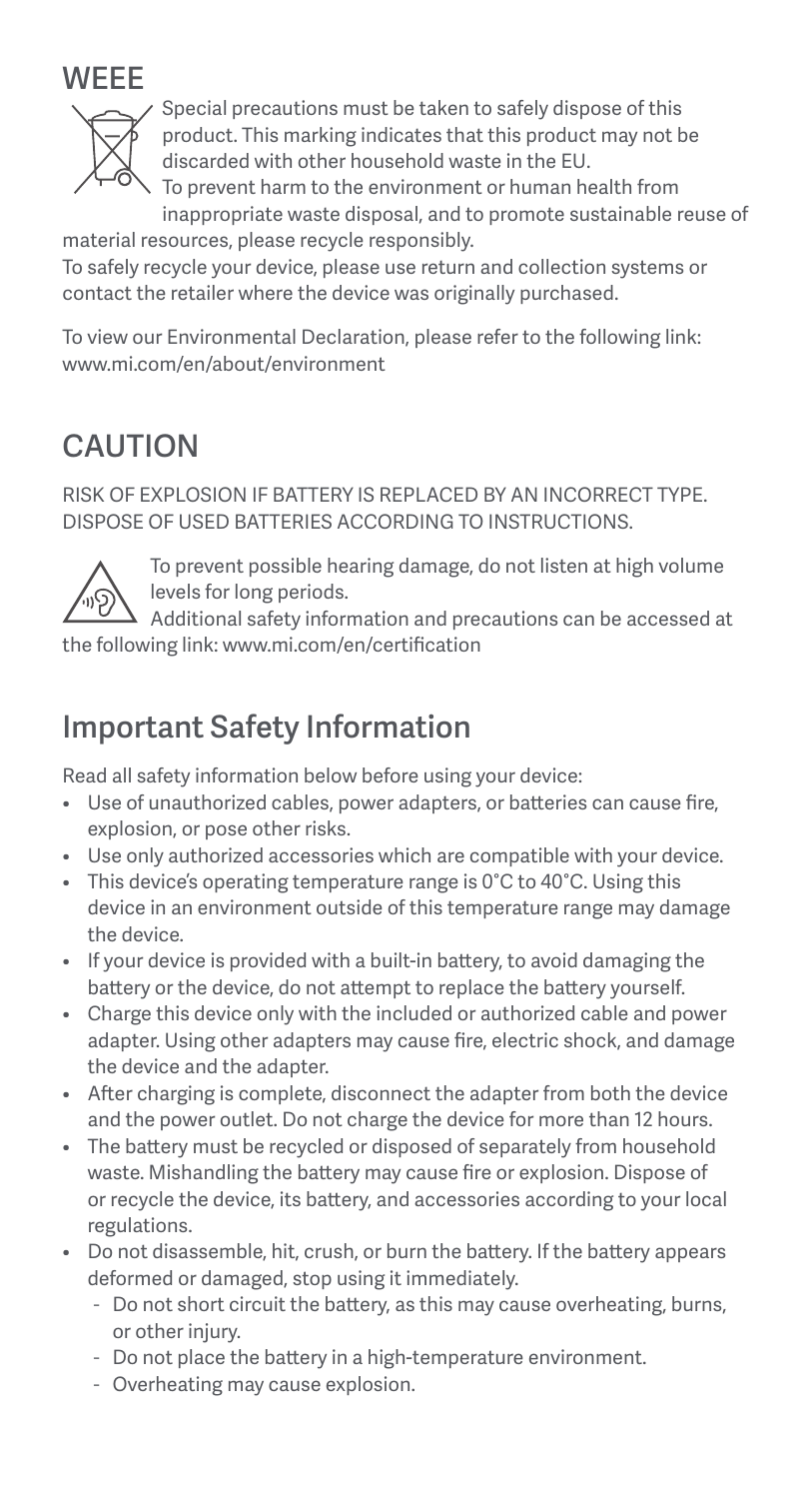## WEEE

Special precautions must be taken to safely dispose of this product. This marking indicates that this product may not be discarded with other household waste in the EU.
To prevent harm to the environment or human health from inappropriate waste disposal, and to promote sustainable reuse of material resources, please recycle responsibly.
To safely recycle your device, please use return and collection systems or contact the retailer where the device was originally purchased.

To view our Environmental Declaration, please refer to the following link: www.mi.com/en/about/environment

## CAUTION

RISK OF EXPLOSION IF BATTERY IS REPLACED BY AN INCORRECT TYPE. DISPOSE OF USED BATTERIES ACCORDING TO INSTRUCTIONS.

To prevent possible hearing damage, do not listen at high volume levels for long periods.
Additional safety information and precautions can be accessed at the following link: www.mi.com/en/certification

## Important Safety Information

Read all safety information below before using your device:

- Use of unauthorized cables, power adapters, or batteries can cause fire, explosion, or pose other risks.
- Use only authorized accessories which are compatible with your device.
- This device's operating temperature range is 0°C to 40°C. Using this device in an environment outside of this temperature range may damage the device.
- If your device is provided with a built-in battery, to avoid damaging the battery or the device, do not attempt to replace the battery yourself.
- Charge this device only with the included or authorized cable and power adapter. Using other adapters may cause fire, electric shock, and damage the device and the adapter.
- After charging is complete, disconnect the adapter from both the device and the power outlet. Do not charge the device for more than 12 hours.
- The battery must be recycled or disposed of separately from household waste. Mishandling the battery may cause fire or explosion. Dispose of or recycle the device, its battery, and accessories according to your local regulations.
- Do not disassemble, hit, crush, or burn the battery. If the battery appears deformed or damaged, stop using it immediately.
  - Do not short circuit the battery, as this may cause overheating, burns, or other injury.
  - Do not place the battery in a high-temperature environment.
  - Overheating may cause explosion.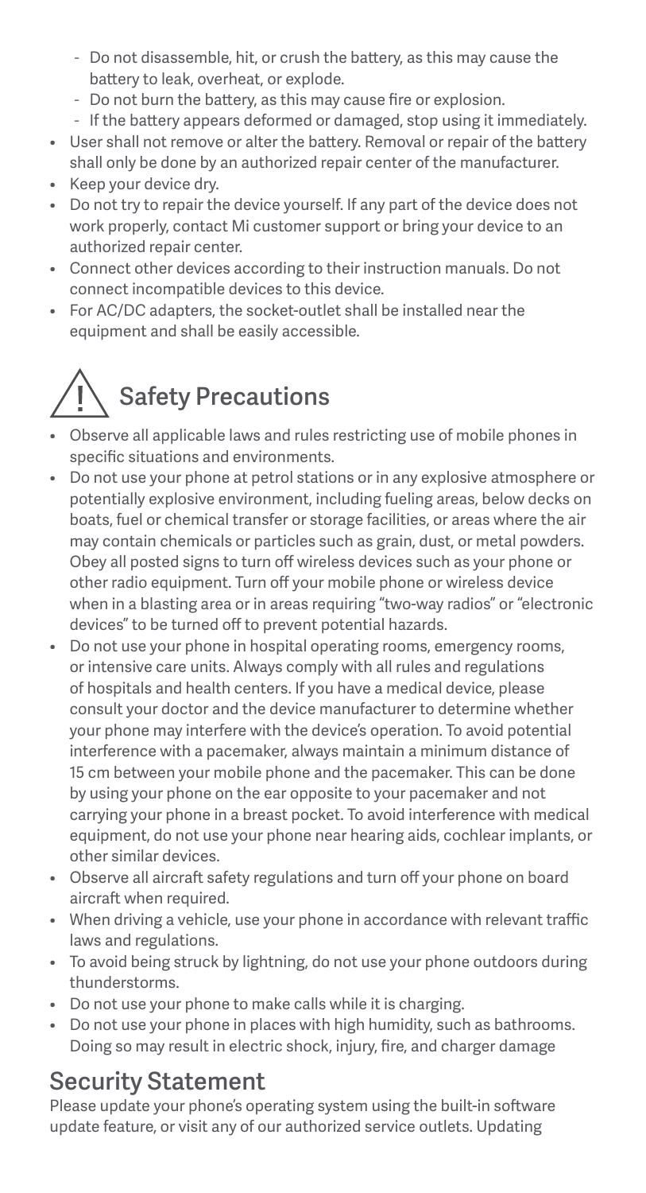- Do not disassemble, hit, or crush the battery, as this may cause the battery to leak, overheat, or explode.
  - Do not burn the battery, as this may cause fire or explosion.
  - If the battery appears deformed or damaged, stop using it immediately.
- User shall not remove or alter the battery. Removal or repair of the battery shall only be done by an authorized repair center of the manufacturer.
- Keep your device dry.
- Do not try to repair the device yourself. If any part of the device does not work properly, contact Mi customer support or bring your device to an authorized repair center.
- Connect other devices according to their instruction manuals. Do not connect incompatible devices to this device.
- For AC/DC adapters, the socket-outlet shall be installed near the equipment and shall be easily accessible.

## ⚠ Safety Precautions

- Observe all applicable laws and rules restricting use of mobile phones in specific situations and environments.
- Do not use your phone at petrol stations or in any explosive atmosphere or potentially explosive environment, including fueling areas, below decks on boats, fuel or chemical transfer or storage facilities, or areas where the air may contain chemicals or particles such as grain, dust, or metal powders. Obey all posted signs to turn off wireless devices such as your phone or other radio equipment. Turn off your mobile phone or wireless device when in a blasting area or in areas requiring "two-way radios" or "electronic devices" to be turned off to prevent potential hazards.
- Do not use your phone in hospital operating rooms, emergency rooms, or intensive care units. Always comply with all rules and regulations of hospitals and health centers. If you have a medical device, please consult your doctor and the device manufacturer to determine whether your phone may interfere with the device's operation. To avoid potential interference with a pacemaker, always maintain a minimum distance of 15 cm between your mobile phone and the pacemaker. This can be done by using your phone on the ear opposite to your pacemaker and not carrying your phone in a breast pocket. To avoid interference with medical equipment, do not use your phone near hearing aids, cochlear implants, or other similar devices.
- Observe all aircraft safety regulations and turn off your phone on board aircraft when required.
- When driving a vehicle, use your phone in accordance with relevant traffic laws and regulations.
- To avoid being struck by lightning, do not use your phone outdoors during thunderstorms.
- Do not use your phone to make calls while it is charging.
- Do not use your phone in places with high humidity, such as bathrooms. Doing so may result in electric shock, injury, fire, and charger damage

## Security Statement

Please update your phone's operating system using the built-in software update feature, or visit any of our authorized service outlets. Updating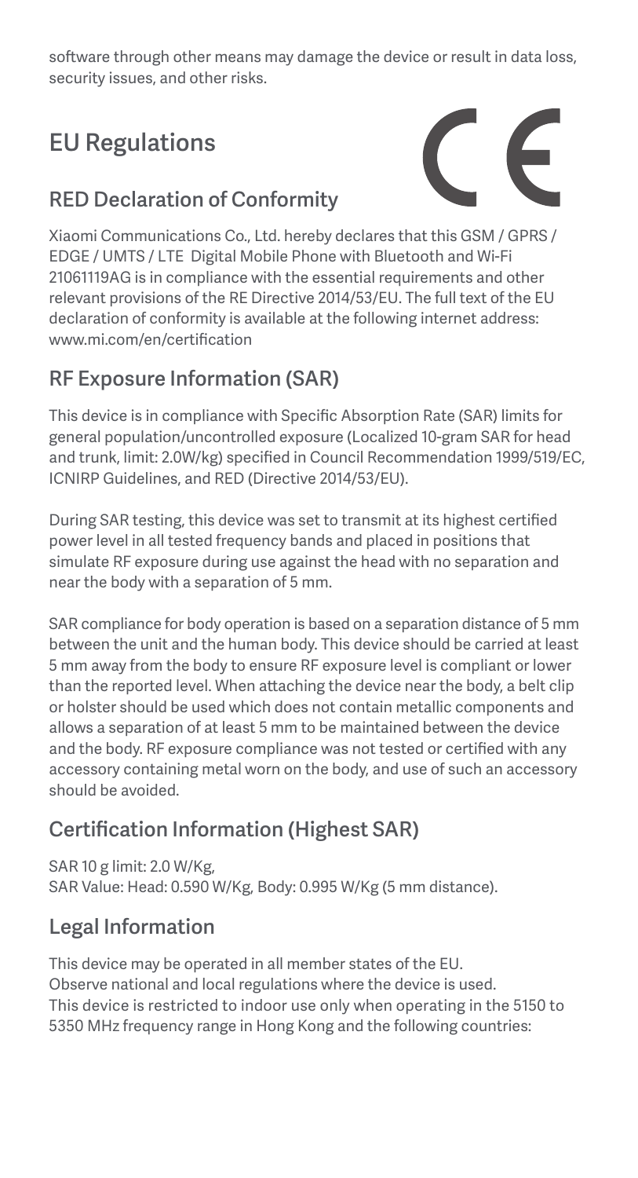software through other means may damage the device or result in data loss, security issues, and other risks.

# EU Regulations

## RED Declaration of Conformity

Xiaomi Communications Co., Ltd. hereby declares that this GSM / GPRS / EDGE / UMTS / LTE Digital Mobile Phone with Bluetooth and Wi-Fi 21061119AG is in compliance with the essential requirements and other relevant provisions of the RE Directive 2014/53/EU. The full text of the EU declaration of conformity is available at the following internet address: www.mi.com/en/certification

## RF Exposure Information (SAR)

This device is in compliance with Specific Absorption Rate (SAR) limits for general population/uncontrolled exposure (Localized 10-gram SAR for head and trunk, limit: 2.0W/kg) specified in Council Recommendation 1999/519/EC, ICNIRP Guidelines, and RED (Directive 2014/53/EU).

During SAR testing, this device was set to transmit at its highest certified power level in all tested frequency bands and placed in positions that simulate RF exposure during use against the head with no separation and near the body with a separation of 5 mm.

SAR compliance for body operation is based on a separation distance of 5 mm between the unit and the human body. This device should be carried at least 5 mm away from the body to ensure RF exposure level is compliant or lower than the reported level. When attaching the device near the body, a belt clip or holster should be used which does not contain metallic components and allows a separation of at least 5 mm to be maintained between the device and the body. RF exposure compliance was not tested or certified with any accessory containing metal worn on the body, and use of such an accessory should be avoided.

## Certification Information (Highest SAR)

SAR 10 g limit: 2.0 W/Kg,
SAR Value: Head: 0.590 W/Kg, Body: 0.995 W/Kg (5 mm distance).

## Legal Information

This device may be operated in all member states of the EU.
Observe national and local regulations where the device is used.
This device is restricted to indoor use only when operating in the 5150 to 5350 MHz frequency range in Hong Kong and the following countries: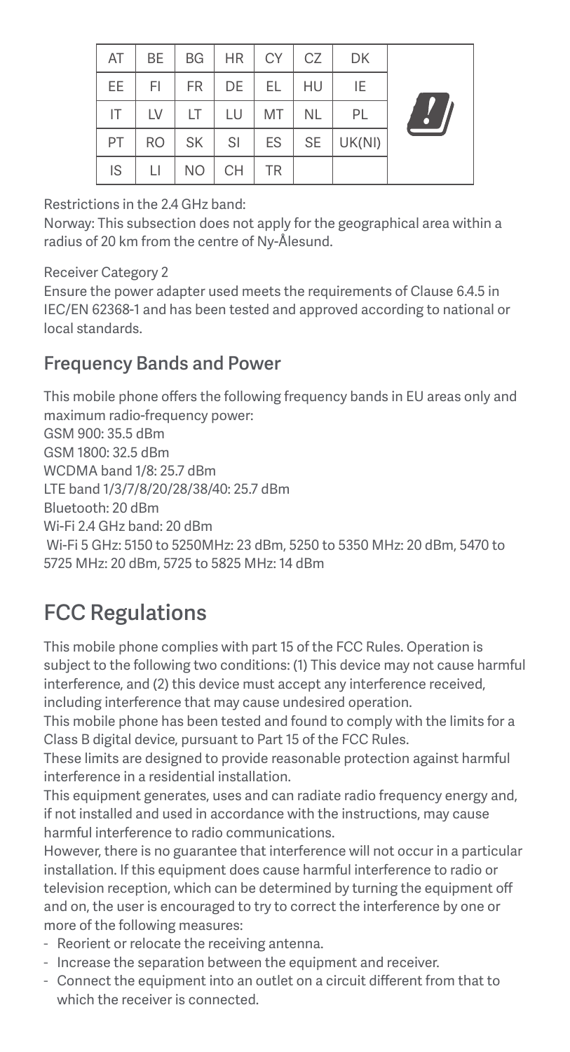| AT | BE | BG | HR | CY | CZ | DK |
|---|---|---|---|---|---|---|
| EE | FI | FR | DE | EL | HU | IE |
| IT | LV | LT | LU | MT | NL | PL |
| PT | RO | SK | SI | ES | SE | UK(NI) |
| IS | LI | NO | CH | TR | | |

Restrictions in the 2.4 GHz band:
Norway: This subsection does not apply for the geographical area within a radius of 20 km from the centre of Ny-Ålesund.

Receiver Category 2
Ensure the power adapter used meets the requirements of Clause 6.4.5 in IEC/EN 62368-1 and has been tested and approved according to national or local standards.

## Frequency Bands and Power

This mobile phone offers the following frequency bands in EU areas only and maximum radio-frequency power:
GSM 900: 35.5 dBm
GSM 1800: 32.5 dBm
WCDMA band 1/8: 25.7 dBm
LTE band 1/3/7/8/20/28/38/40: 25.7 dBm
Bluetooth: 20 dBm
Wi-Fi 2.4 GHz band: 20 dBm
Wi-Fi 5 GHz: 5150 to 5250MHz: 23 dBm, 5250 to 5350 MHz: 20 dBm, 5470 to 5725 MHz: 20 dBm, 5725 to 5825 MHz: 14 dBm

# FCC Regulations

This mobile phone complies with part 15 of the FCC Rules. Operation is subject to the following two conditions: (1) This device may not cause harmful interference, and (2) this device must accept any interference received, including interference that may cause undesired operation.
This mobile phone has been tested and found to comply with the limits for a Class B digital device, pursuant to Part 15 of the FCC Rules.
These limits are designed to provide reasonable protection against harmful interference in a residential installation.
This equipment generates, uses and can radiate radio frequency energy and, if not installed and used in accordance with the instructions, may cause harmful interference to radio communications.
However, there is no guarantee that interference will not occur in a particular installation. If this equipment does cause harmful interference to radio or television reception, which can be determined by turning the equipment off and on, the user is encouraged to try to correct the interference by one or more of the following measures:

- Reorient or relocate the receiving antenna.
- Increase the separation between the equipment and receiver.
- Connect the equipment into an outlet on a circuit different from that to which the receiver is connected.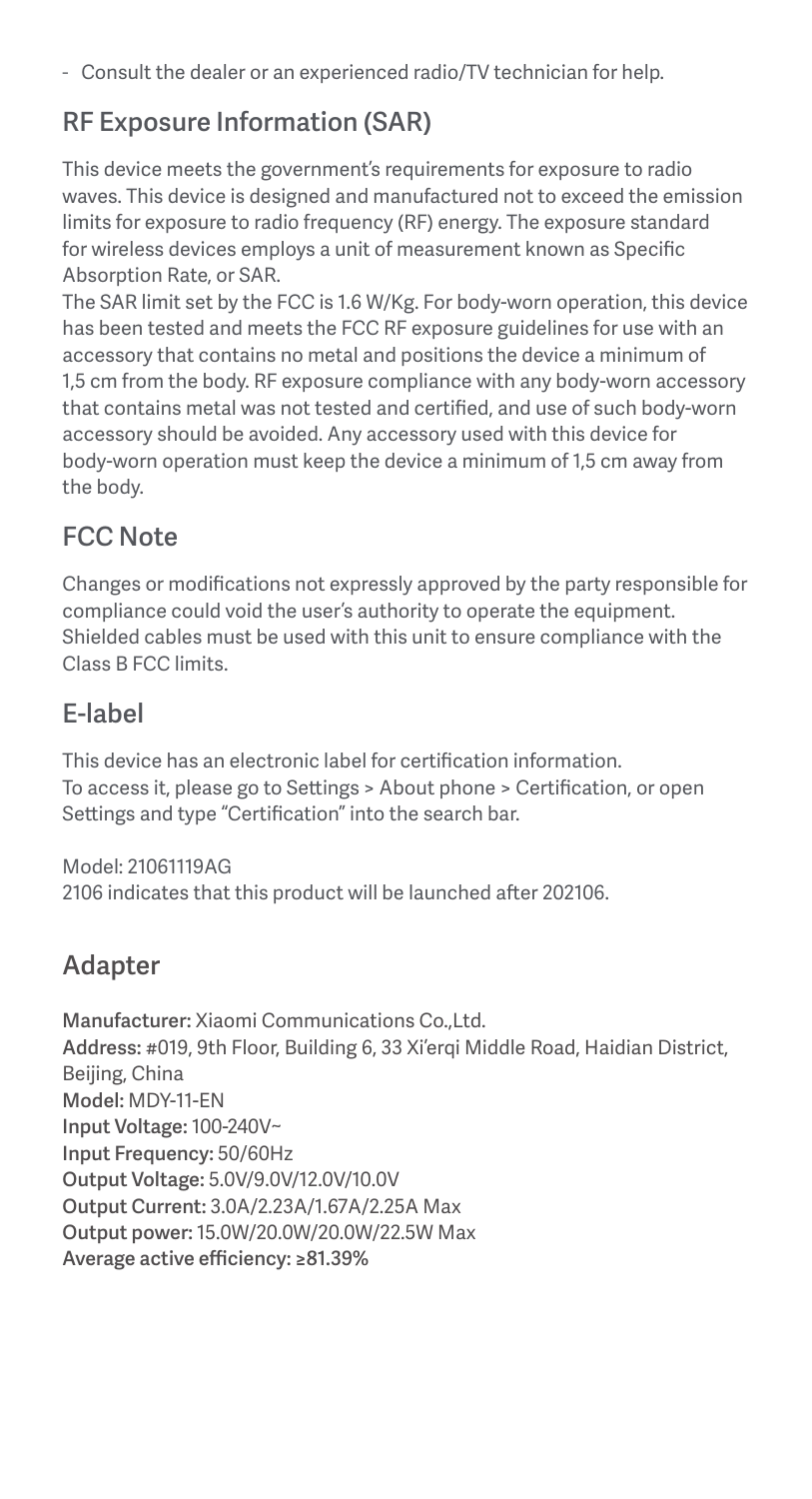- Consult the dealer or an experienced radio/TV technician for help.

## RF Exposure Information (SAR)

This device meets the government's requirements for exposure to radio waves. This device is designed and manufactured not to exceed the emission limits for exposure to radio frequency (RF) energy. The exposure standard for wireless devices employs a unit of measurement known as Specific Absorption Rate, or SAR.
The SAR limit set by the FCC is 1.6 W/Kg. For body-worn operation, this device has been tested and meets the FCC RF exposure guidelines for use with an accessory that contains no metal and positions the device a minimum of 1,5 cm from the body. RF exposure compliance with any body-worn accessory that contains metal was not tested and certified, and use of such body-worn accessory should be avoided. Any accessory used with this device for body-worn operation must keep the device a minimum of 1,5 cm away from the body.

## FCC Note

Changes or modifications not expressly approved by the party responsible for compliance could void the user's authority to operate the equipment.
Shielded cables must be used with this unit to ensure compliance with the Class B FCC limits.

## E-label

This device has an electronic label for certification information.
To access it, please go to Settings > About phone > Certification, or open Settings and type "Certification" into the search bar.

Model: 21061119AG
2106 indicates that this product will be launched after 202106.

## Adapter

**Manufacturer:** Xiaomi Communications Co.,Ltd.
**Address:** #019, 9th Floor, Building 6, 33 Xi'erqi Middle Road, Haidian District, Beijing, China
**Model:** MDY-11-EN
**Input Voltage:** 100-240V~
**Input Frequency:** 50/60Hz
**Output Voltage:** 5.0V/9.0V/12.0V/10.0V
**Output Current:** 3.0A/2.23A/1.67A/2.25A Max
**Output power:** 15.0W/20.0W/20.0W/22.5W Max
**Average active efficiency: ≥81.39%**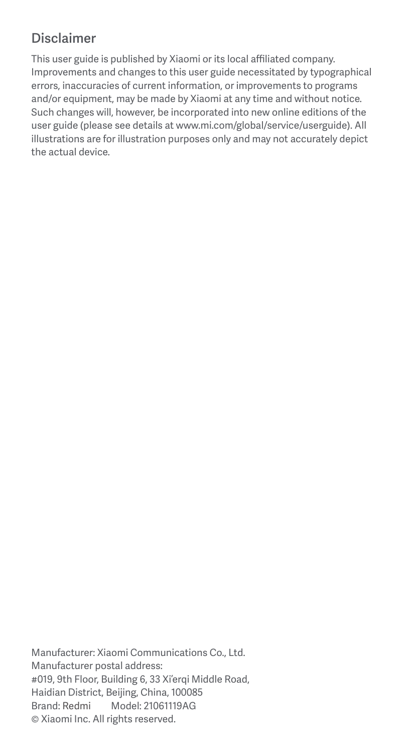## Disclaimer

This user guide is published by Xiaomi or its local affiliated company. Improvements and changes to this user guide necessitated by typographical errors, inaccuracies of current information, or improvements to programs and/or equipment, may be made by Xiaomi at any time and without notice. Such changes will, however, be incorporated into new online editions of the user guide (please see details at www.mi.com/global/service/userguide). All illustrations are for illustration purposes only and may not accurately depict the actual device.

Manufacturer: Xiaomi Communications Co., Ltd.
Manufacturer postal address:
#019, 9th Floor, Building 6, 33 Xi'erqi Middle Road,
Haidian District, Beijing, China, 100085
Brand: Redmi    Model: 21061119AG
© Xiaomi Inc. All rights reserved.